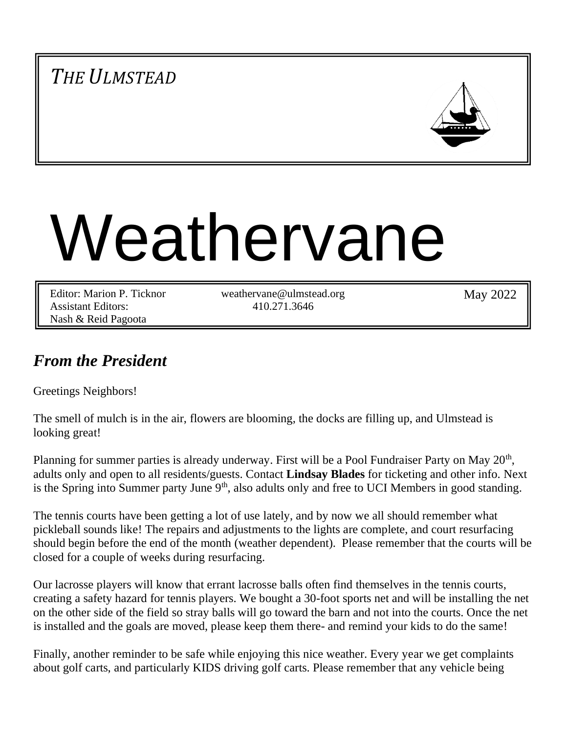*THE ULMSTEAD*

# Weathervane

Editor: Marion P. Ticknor
Assistant Editors:
Nash & Reid Pagoota

weathervane@ulmstead.org
410.271.3646

May 2022

## *From the President*

Greetings Neighbors!

The smell of mulch is in the air, flowers are blooming, the docks are filling up, and Ulmstead is looking great!

Planning for summer parties is already underway. First will be a Pool Fundraiser Party on May 20th, adults only and open to all residents/guests. Contact **Lindsay Blades** for ticketing and other info. Next is the Spring into Summer party June 9th, also adults only and free to UCI Members in good standing.

The tennis courts have been getting a lot of use lately, and by now we all should remember what pickleball sounds like! The repairs and adjustments to the lights are complete, and court resurfacing should begin before the end of the month (weather dependent). Please remember that the courts will be closed for a couple of weeks during resurfacing.

Our lacrosse players will know that errant lacrosse balls often find themselves in the tennis courts, creating a safety hazard for tennis players. We bought a 30-foot sports net and will be installing the net on the other side of the field so stray balls will go toward the barn and not into the courts. Once the net is installed and the goals are moved, please keep them there- and remind your kids to do the same!

Finally, another reminder to be safe while enjoying this nice weather. Every year we get complaints about golf carts, and particularly KIDS driving golf carts. Please remember that any vehicle being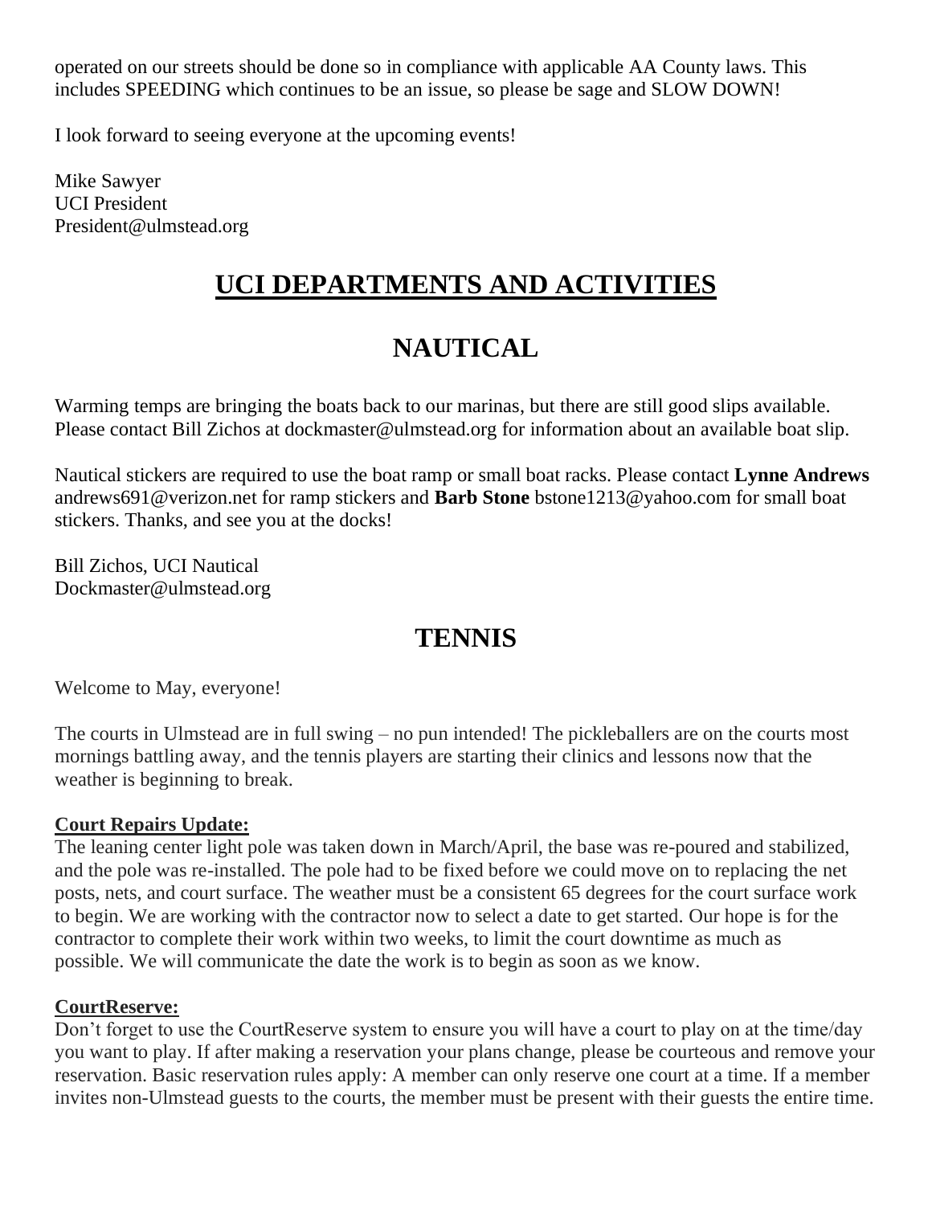operated on our streets should be done so in compliance with applicable AA County laws. This includes SPEEDING which continues to be an issue, so please be sage and SLOW DOWN!

I look forward to seeing everyone at the upcoming events!

Mike Sawyer
UCI President
President@ulmstead.org

# UCI DEPARTMENTS AND ACTIVITIES

## NAUTICAL

Warming temps are bringing the boats back to our marinas, but there are still good slips available. Please contact Bill Zichos at dockmaster@ulmstead.org for information about an available boat slip.

Nautical stickers are required to use the boat ramp or small boat racks. Please contact **Lynne Andrews** andrews691@verizon.net for ramp stickers and **Barb Stone** bstone1213@yahoo.com for small boat stickers. Thanks, and see you at the docks!

Bill Zichos, UCI Nautical
Dockmaster@ulmstead.org

## TENNIS

Welcome to May, everyone!

The courts in Ulmstead are in full swing – no pun intended! The pickleballers are on the courts most mornings battling away, and the tennis players are starting their clinics and lessons now that the weather is beginning to break.

**Court Repairs Update:**
The leaning center light pole was taken down in March/April, the base was re-poured and stabilized, and the pole was re-installed. The pole had to be fixed before we could move on to replacing the net posts, nets, and court surface. The weather must be a consistent 65 degrees for the court surface work to begin. We are working with the contractor now to select a date to get started. Our hope is for the contractor to complete their work within two weeks, to limit the court downtime as much as possible. We will communicate the date the work is to begin as soon as we know.

**CourtReserve:**
Don't forget to use the CourtReserve system to ensure you will have a court to play on at the time/day you want to play. If after making a reservation your plans change, please be courteous and remove your reservation. Basic reservation rules apply: A member can only reserve one court at a time. If a member invites non-Ulmstead guests to the courts, the member must be present with their guests the entire time.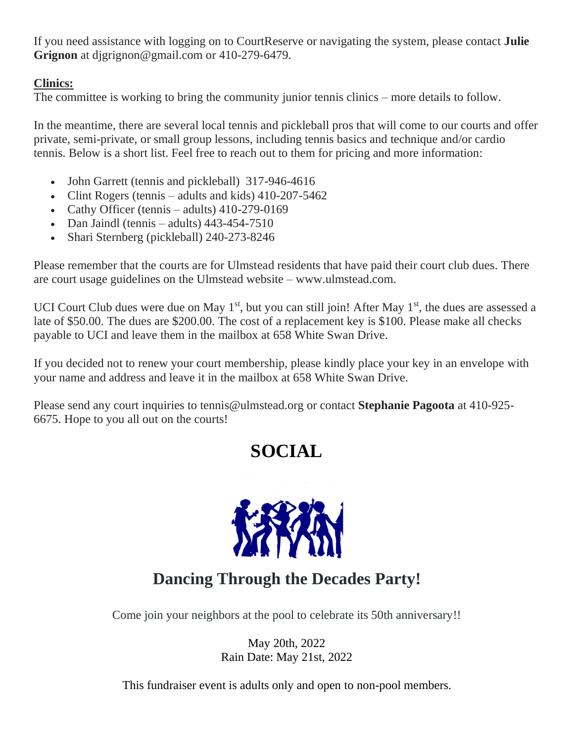If you need assistance with logging on to CourtReserve or navigating the system, please contact **Julie Grignon** at djgrignon@gmail.com or 410-279-6479.

**Clinics:**

The committee is working to bring the community junior tennis clinics – more details to follow.

In the meantime, there are several local tennis and pickleball pros that will come to our courts and offer private, semi-private, or small group lessons, including tennis basics and technique and/or cardio tennis. Below is a short list. Feel free to reach out to them for pricing and more information:

- John Garrett (tennis and pickleball) 317-946-4616
- Clint Rogers (tennis – adults and kids) 410-207-5462
- Cathy Officer (tennis – adults) 410-279-0169
- Dan Jaindl (tennis – adults) 443-454-7510
- Shari Sternberg (pickleball) 240-273-8246

Please remember that the courts are for Ulmstead residents that have paid their court club dues. There are court usage guidelines on the Ulmstead website – www.ulmstead.com.

UCI Court Club dues were due on May 1st, but you can still join! After May 1st, the dues are assessed a late of $50.00. The dues are $200.00. The cost of a replacement key is $100. Please make all checks payable to UCI and leave them in the mailbox at 658 White Swan Drive.

If you decided not to renew your court membership, please kindly place your key in an envelope with your name and address and leave it in the mailbox at 658 White Swan Drive.

Please send any court inquiries to tennis@ulmstead.org or contact **Stephanie Pagoota** at 410-925-6675. Hope to you all out on the courts!

# SOCIAL

## Dancing Through the Decades Party!

Come join your neighbors at the pool to celebrate its 50th anniversary!!

May 20th, 2022
Rain Date: May 21st, 2022

This fundraiser event is adults only and open to non-pool members.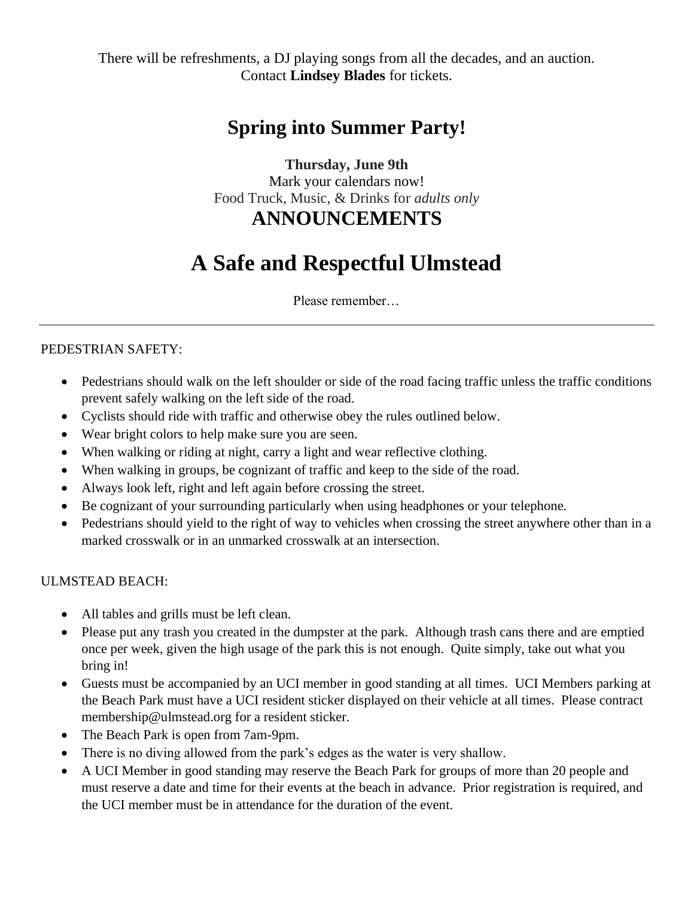There will be refreshments, a DJ playing songs from all the decades, and an auction.
Contact **Lindsey Blades** for tickets.

## Spring into Summer Party!

**Thursday, June 9th**
Mark your calendars now!
Food Truck, Music, & Drinks for *adults only*

# ANNOUNCEMENTS

# A Safe and Respectful Ulmstead

Please remember…

---

PEDESTRIAN SAFETY:

- Pedestrians should walk on the left shoulder or side of the road facing traffic unless the traffic conditions prevent safely walking on the left side of the road.
- Cyclists should ride with traffic and otherwise obey the rules outlined below.
- Wear bright colors to help make sure you are seen.
- When walking or riding at night, carry a light and wear reflective clothing.
- When walking in groups, be cognizant of traffic and keep to the side of the road.
- Always look left, right and left again before crossing the street.
- Be cognizant of your surrounding particularly when using headphones or your telephone.
- Pedestrians should yield to the right of way to vehicles when crossing the street anywhere other than in a marked crosswalk or in an unmarked crosswalk at an intersection.

ULMSTEAD BEACH:

- All tables and grills must be left clean.
- Please put any trash you created in the dumpster at the park. Although trash cans there and are emptied once per week, given the high usage of the park this is not enough. Quite simply, take out what you bring in!
- Guests must be accompanied by an UCI member in good standing at all times. UCI Members parking at the Beach Park must have a UCI resident sticker displayed on their vehicle at all times. Please contract membership@ulmstead.org for a resident sticker.
- The Beach Park is open from 7am-9pm.
- There is no diving allowed from the park's edges as the water is very shallow.
- A UCI Member in good standing may reserve the Beach Park for groups of more than 20 people and must reserve a date and time for their events at the beach in advance. Prior registration is required, and the UCI member must be in attendance for the duration of the event.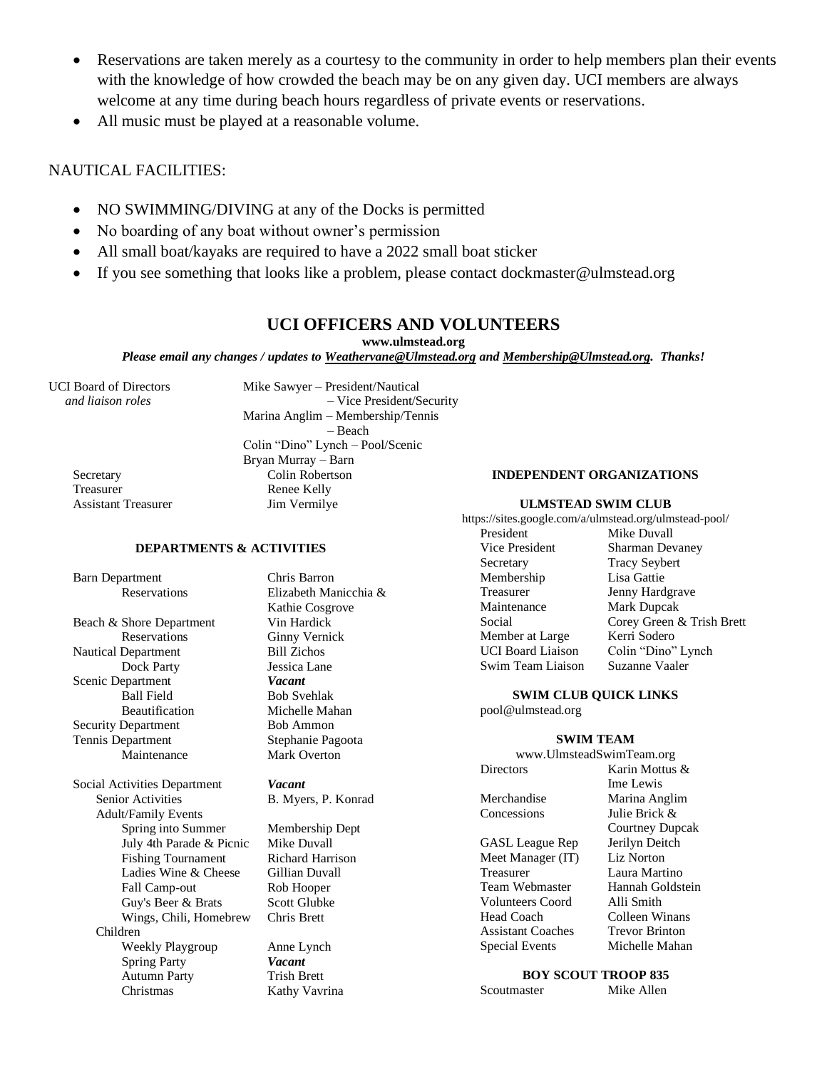- Reservations are taken merely as a courtesy to the community in order to help members plan their events with the knowledge of how crowded the beach may be on any given day. UCI members are always welcome at any time during beach hours regardless of private events or reservations.
- All music must be played at a reasonable volume.

NAUTICAL FACILITIES:

- NO SWIMMING/DIVING at any of the Docks is permitted
- No boarding of any boat without owner's permission
- All small boat/kayaks are required to have a 2022 small boat sticker
- If you see something that looks like a problem, please contact dockmaster@ulmstead.org

## UCI OFFICERS AND VOLUNTEERS

**www.ulmstead.org**

***Please email any changes / updates to Weathervane@Ulmstead.org and Membership@Ulmstead.org. Thanks!***

| | |
|---|---|
| UCI Board of Directors *and liaison roles* | Mike Sawyer – President/Nautical |
| | – Vice President/Security |
| | Marina Anglim – Membership/Tennis |
| | – Beach |
| | Colin "Dino" Lynch – Pool/Scenic |
| | Bryan Murray – Barn |
| Secretary | Colin Robertson |
| Treasurer | Renee Kelly |
| Assistant Treasurer | Jim Vermilye |

### DEPARTMENTS & ACTIVITIES

| | |
|---|---|
| Barn Department | Chris Barron |
| Reservations | Elizabeth Manicchia & Kathie Cosgrove |
| Beach & Shore Department | Vin Hardick |
| Reservations | Ginny Vernick |
| Nautical Department | Bill Zichos |
| Dock Party | Jessica Lane |
| Scenic Department | ***Vacant*** |
| Ball Field | Bob Svehlak |
| Beautification | Michelle Mahan |
| Security Department | Bob Ammon |
| Tennis Department | Stephanie Pagoota |
| Maintenance | Mark Overton |
| Social Activities Department | ***Vacant*** |
| Senior Activities | B. Myers, P. Konrad |
| Adult/Family Events | |
| Spring into Summer | Membership Dept |
| July 4th Parade & Picnic | Mike Duvall |
| Fishing Tournament | Richard Harrison |
| Ladies Wine & Cheese | Gillian Duvall |
| Fall Camp-out | Rob Hooper |
| Guy's Beer & Brats | Scott Glubke |
| Wings, Chili, Homebrew | Chris Brett |
| Children | |
| Weekly Playgroup | Anne Lynch |
| Spring Party | ***Vacant*** |
| Autumn Party | Trish Brett |
| Christmas | Kathy Vavrina |

### INDEPENDENT ORGANIZATIONS

#### ULMSTEAD SWIM CLUB

https://sites.google.com/a/ulmstead.org/ulmstead-pool/

| | |
|---|---|
| President | Mike Duvall |
| Vice President | Sharman Devaney |
| Secretary | Tracy Seybert |
| Membership | Lisa Gattie |
| Treasurer | Jenny Hardgrave |
| Maintenance | Mark Dupcak |
| Social | Corey Green & Trish Brett |
| Member at Large | Kerri Sodero |
| UCI Board Liaison | Colin "Dino" Lynch |
| Swim Team Liaison | Suzanne Vaaler |

#### SWIM CLUB QUICK LINKS

pool@ulmstead.org

#### SWIM TEAM

www.UlmsteadSwimTeam.org

| | |
|---|---|
| Directors | Karin Mottus & Ime Lewis |
| Merchandise | Marina Anglim |
| Concessions | Julie Brick & Courtney Dupcak |
| GASL League Rep | Jerilyn Deitch |
| Meet Manager (IT) | Liz Norton |
| Treasurer | Laura Martino |
| Team Webmaster | Hannah Goldstein |
| Volunteers Coord | Alli Smith |
| Head Coach | Colleen Winans |
| Assistant Coaches | Trevor Brinton |
| Special Events | Michelle Mahan |

#### BOY SCOUT TROOP 835

| | |
|---|---|
| Scoutmaster | Mike Allen |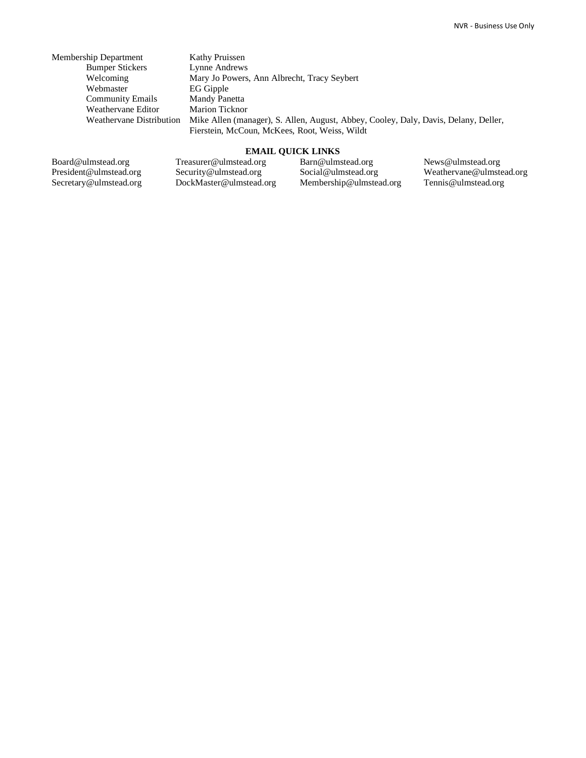| | |
|---|---|
| Membership Department | Kathy Pruissen |
| Bumper Stickers | Lynne Andrews |
| Welcoming | Mary Jo Powers, Ann Albrecht, Tracy Seybert |
| Webmaster | EG Gipple |
| Community Emails | Mandy Panetta |
| Weathervane Editor | Marion Ticknor |
| Weathervane Distribution | Mike Allen (manager), S. Allen, August, Abbey, Cooley, Daly, Davis, Delany, Deller, Fierstein, McCoun, McKees, Root, Weiss, Wildt |

**EMAIL QUICK LINKS**

| | | | |
|---|---|---|---|
| Board@ulmstead.org | Treasurer@ulmstead.org | Barn@ulmstead.org | News@ulmstead.org |
| President@ulmstead.org | Security@ulmstead.org | Social@ulmstead.org | Weathervane@ulmstead.org |
| Secretary@ulmstead.org | DockMaster@ulmstead.org | Membership@ulmstead.org | Tennis@ulmstead.org |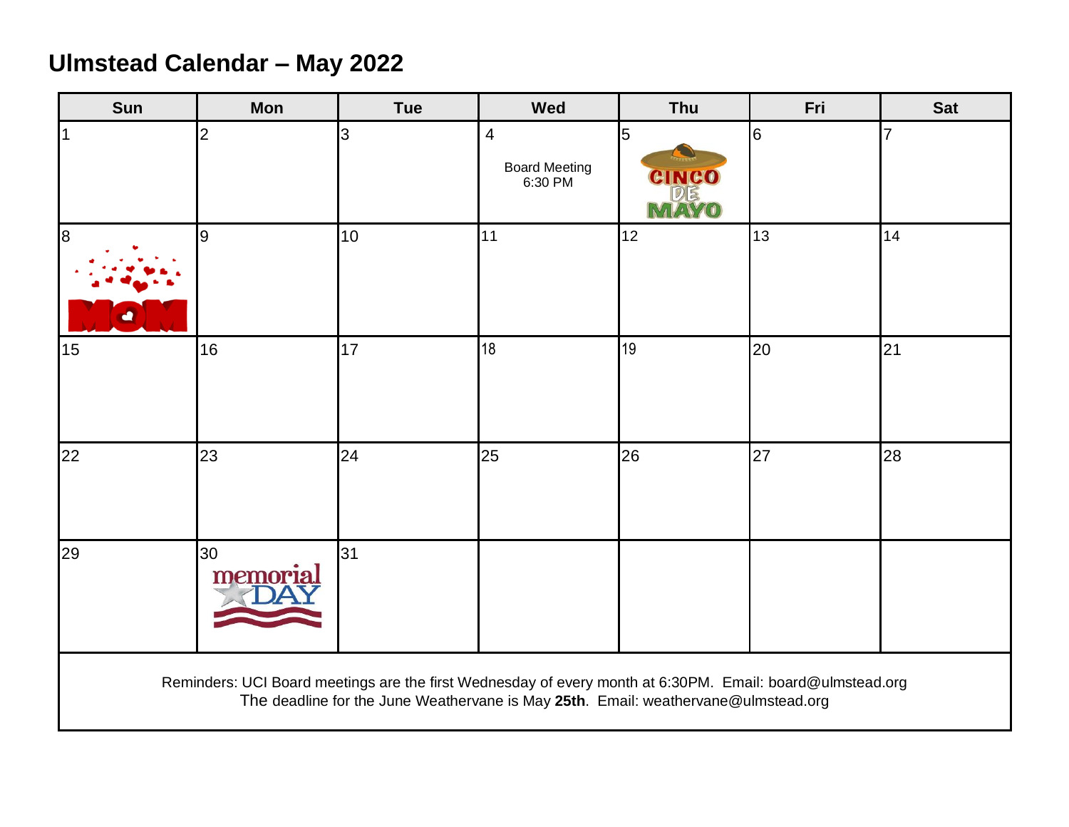# Ulmstead Calendar – May 2022

| Sun | Mon | Tue | Wed | Thu | Fri | Sat |
|---|---|---|---|---|---|---|
| 1 | 2 | 3 | 4 Board Meeting 6:30 PM | 5 CINCO DE MAYO | 6 | 7 |
| 8 MOM | 9 | 10 | 11 | 12 | 13 | 14 |
| 15 | 16 | 17 | 18 | 19 | 20 | 21 |
| 22 | 23 | 24 | 25 | 26 | 27 | 28 |
| 29 | 30 memorial DAY | 31 | | | | |

Reminders: UCI Board meetings are the first Wednesday of every month at 6:30PM. Email: board@ulmstead.org
The deadline for the June Weathervane is May **25th**. Email: weathervane@ulmstead.org